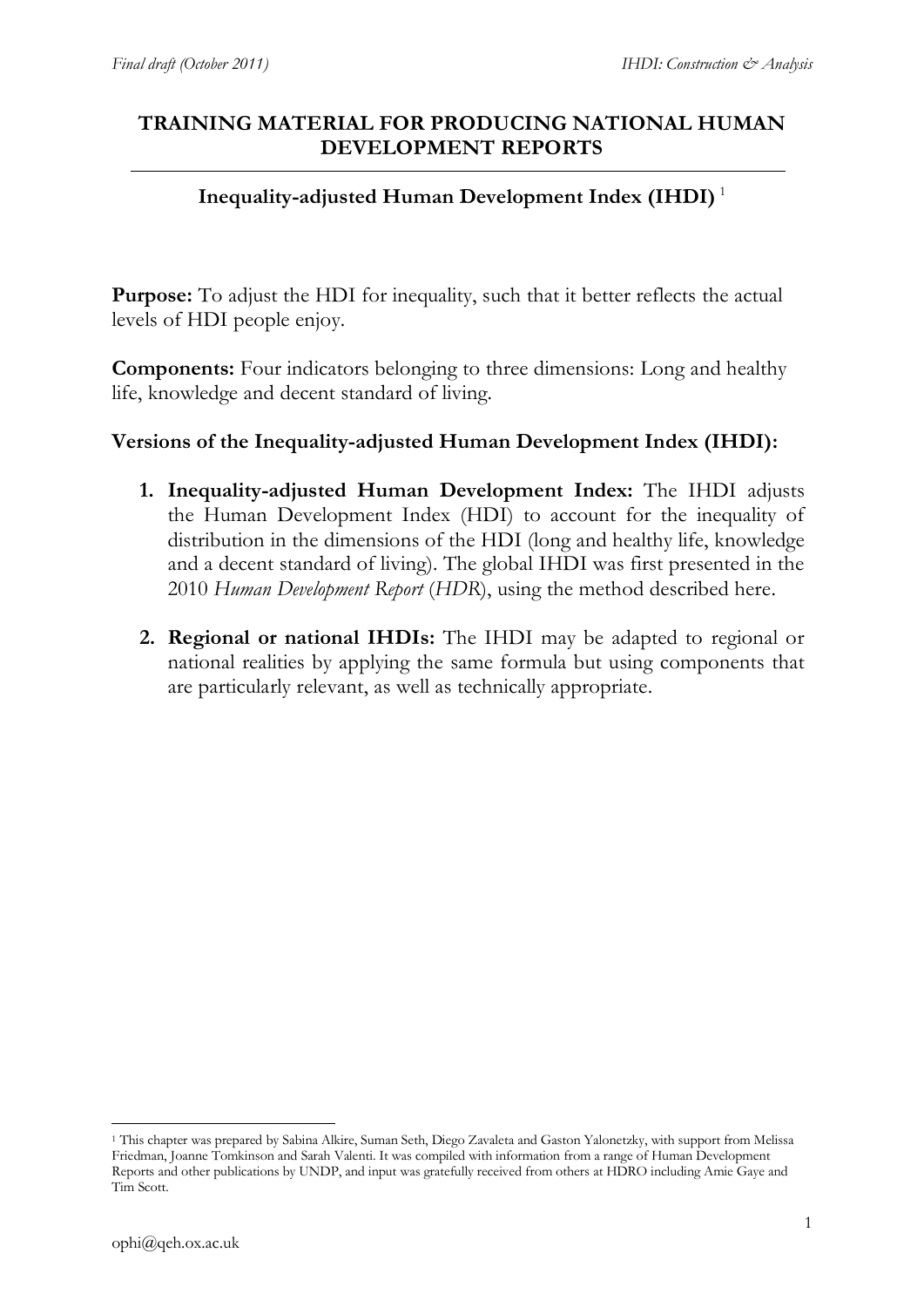# TRAINING MATERIAL FOR PRODUCING NATIONAL HUMAN DEVELOPMENT REPORTS

## Inequality-adjusted Human Development Index (IHDI) [1]

**Purpose:** To adjust the HDI for inequality, such that it better reflects the actual levels of HDI people enjoy.

**Components:** Four indicators belonging to three dimensions: Long and healthy life, knowledge and decent standard of living.

**Versions of the Inequality-adjusted Human Development Index (IHDI):**

1. **Inequality-adjusted Human Development Index:** The IHDI adjusts the Human Development Index (HDI) to account for the inequality of distribution in the dimensions of the HDI (long and healthy life, knowledge and a decent standard of living). The global IHDI was first presented in the 2010 *Human Development Report* (*HDR*), using the method described here.

2. **Regional or national IHDIs:** The IHDI may be adapted to regional or national realities by applying the same formula but using components that are particularly relevant, as well as technically appropriate.

---

[1] This chapter was prepared by Sabina Alkire, Suman Seth, Diego Zavaleta and Gaston Yalonetzky, with support from Melissa Friedman, Joanne Tomkinson and Sarah Valenti. It was compiled with information from a range of Human Development Reports and other publications by UNDP, and input was gratefully received from others at HDRO including Amie Gaye and Tim Scott.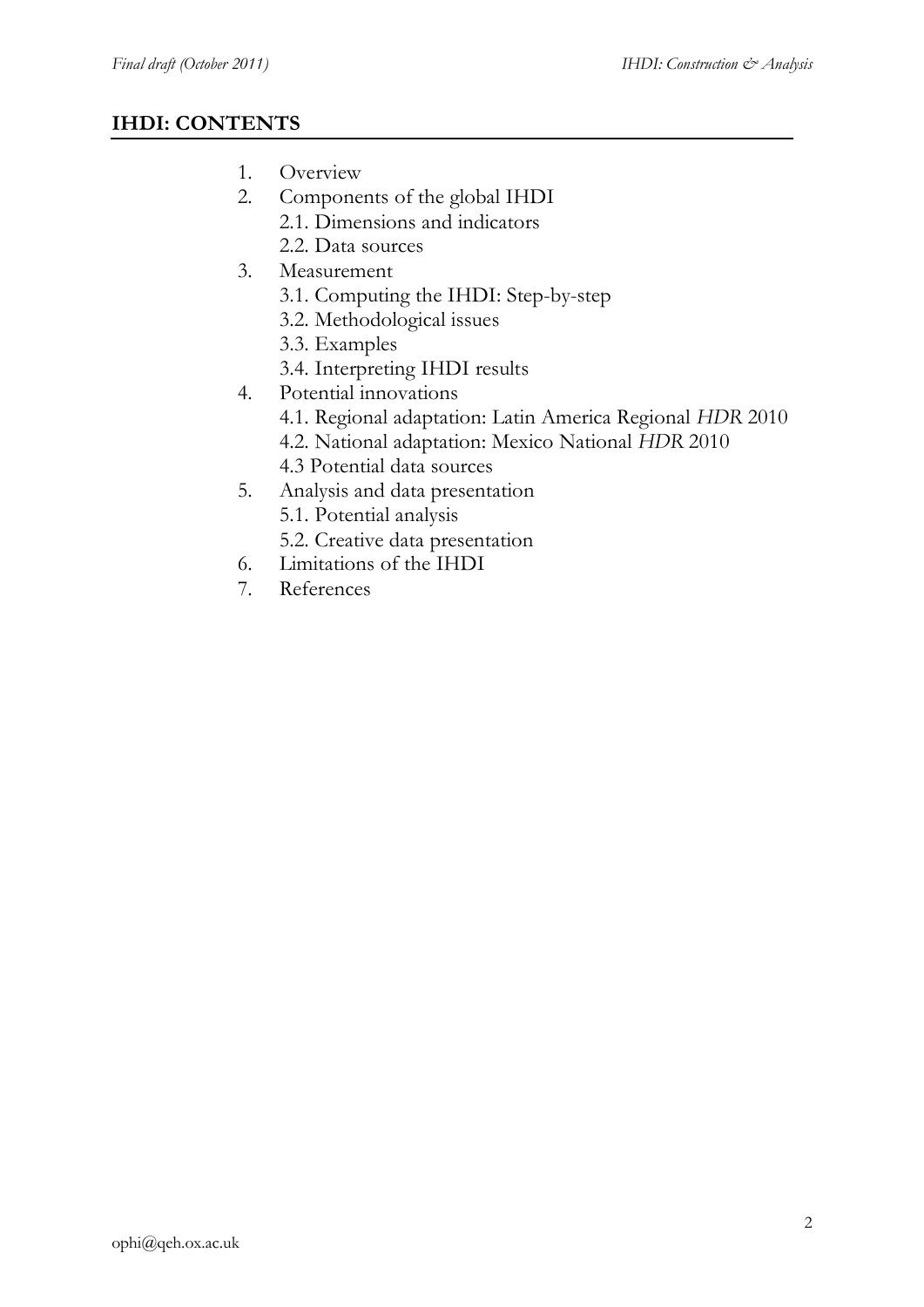## IHDI: CONTENTS

1. Overview
2. Components of the global IHDI
   - 2.1. Dimensions and indicators
   - 2.2. Data sources
3. Measurement
   - 3.1. Computing the IHDI: Step-by-step
   - 3.2. Methodological issues
   - 3.3. Examples
   - 3.4. Interpreting IHDI results
4. Potential innovations
   - 4.1. Regional adaptation: Latin America Regional *HDR* 2010
   - 4.2. National adaptation: Mexico National *HDR* 2010
   - 4.3 Potential data sources
5. Analysis and data presentation
   - 5.1. Potential analysis
   - 5.2. Creative data presentation
6. Limitations of the IHDI
7. References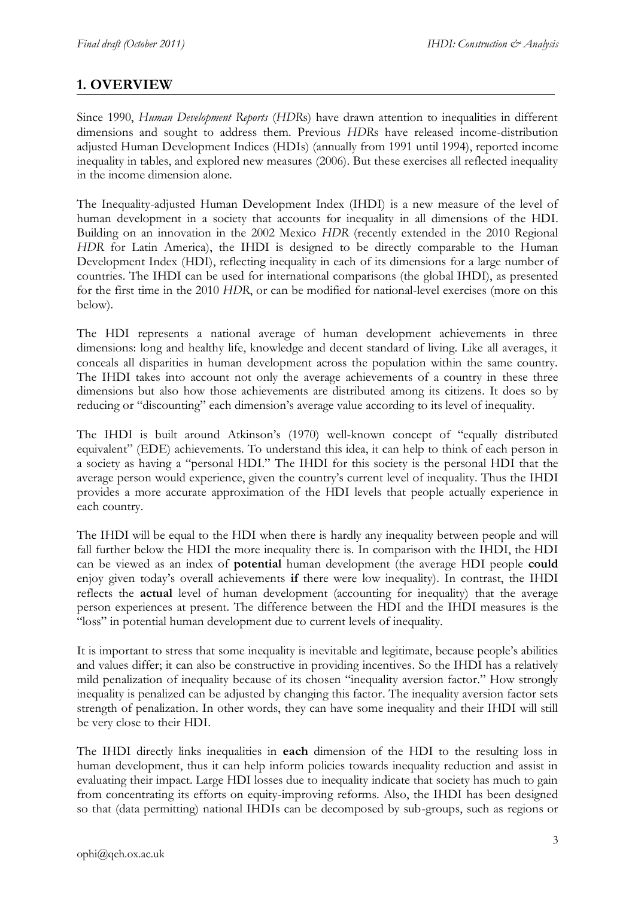## 1. OVERVIEW

Since 1990, *Human Development Reports* (*HDR*s) have drawn attention to inequalities in different dimensions and sought to address them. Previous *HDR*s have released income-distribution adjusted Human Development Indices (HDIs) (annually from 1991 until 1994), reported income inequality in tables, and explored new measures (2006). But these exercises all reflected inequality in the income dimension alone.

The Inequality-adjusted Human Development Index (IHDI) is a new measure of the level of human development in a society that accounts for inequality in all dimensions of the HDI. Building on an innovation in the 2002 Mexico *HDR* (recently extended in the 2010 Regional *HDR* for Latin America), the IHDI is designed to be directly comparable to the Human Development Index (HDI), reflecting inequality in each of its dimensions for a large number of countries. The IHDI can be used for international comparisons (the global IHDI), as presented for the first time in the 2010 *HDR*, or can be modified for national-level exercises (more on this below).

The HDI represents a national average of human development achievements in three dimensions: long and healthy life, knowledge and decent standard of living. Like all averages, it conceals all disparities in human development across the population within the same country. The IHDI takes into account not only the average achievements of a country in these three dimensions but also how those achievements are distributed among its citizens. It does so by reducing or "discounting" each dimension's average value according to its level of inequality.

The IHDI is built around Atkinson's (1970) well-known concept of "equally distributed equivalent" (EDE) achievements. To understand this idea, it can help to think of each person in a society as having a "personal HDI." The IHDI for this society is the personal HDI that the average person would experience, given the country's current level of inequality. Thus the IHDI provides a more accurate approximation of the HDI levels that people actually experience in each country.

The IHDI will be equal to the HDI when there is hardly any inequality between people and will fall further below the HDI the more inequality there is. In comparison with the IHDI, the HDI can be viewed as an index of **potential** human development (the average HDI people **could** enjoy given today's overall achievements **if** there were low inequality). In contrast, the IHDI reflects the **actual** level of human development (accounting for inequality) that the average person experiences at present. The difference between the HDI and the IHDI measures is the "loss" in potential human development due to current levels of inequality.

It is important to stress that some inequality is inevitable and legitimate, because people's abilities and values differ; it can also be constructive in providing incentives. So the IHDI has a relatively mild penalization of inequality because of its chosen "inequality aversion factor." How strongly inequality is penalized can be adjusted by changing this factor. The inequality aversion factor sets strength of penalization. In other words, they can have some inequality and their IHDI will still be very close to their HDI.

The IHDI directly links inequalities in **each** dimension of the HDI to the resulting loss in human development, thus it can help inform policies towards inequality reduction and assist in evaluating their impact. Large HDI losses due to inequality indicate that society has much to gain from concentrating its efforts on equity-improving reforms. Also, the IHDI has been designed so that (data permitting) national IHDIs can be decomposed by sub-groups, such as regions or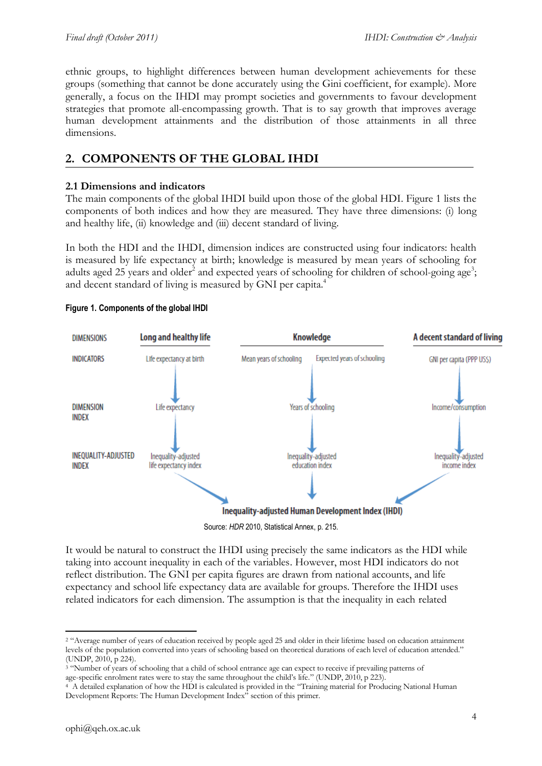ethnic groups, to highlight differences between human development achievements for these groups (something that cannot be done accurately using the Gini coefficient, for example). More generally, a focus on the IHDI may prompt societies and governments to favour development strategies that promote all-encompassing growth. That is to say growth that improves average human development attainments and the distribution of those attainments in all three dimensions.

## 2. COMPONENTS OF THE GLOBAL IHDI

### 2.1 Dimensions and indicators

The main components of the global IHDI build upon those of the global HDI. Figure 1 lists the components of both indices and how they are measured. They have three dimensions: (i) long and healthy life, (ii) knowledge and (iii) decent standard of living.

In both the HDI and the IHDI, dimension indices are constructed using four indicators: health is measured by life expectancy at birth; knowledge is measured by mean years of schooling for adults aged 25 years and older[2] and expected years of schooling for children of school-going age[3]; and decent standard of living is measured by GNI per capita.[4]

**Figure 1. Components of the global IHDI**

| DIMENSIONS | Long and healthy life | Knowledge | | A decent standard of living |
|---|---|---|---|---|
| INDICATORS | Life expectancy at birth | Mean years of schooling | Expected years of schooling | GNI per capita (PPP US$) |
| DIMENSION INDEX | Life expectancy | Years of schooling | | Income/consumption |
| INEQUALITY-ADJUSTED INDEX | Inequality-adjusted life expectancy index | Inequality-adjusted education index | | Inequality-adjusted income index |
| | Inequality-adjusted Human Development Index (IHDI) | | | |

Source: *HDR* 2010, Statistical Annex, p. 215.

It would be natural to construct the IHDI using precisely the same indicators as the HDI while taking into account inequality in each of the variables. However, most HDI indicators do not reflect distribution. The GNI per capita figures are drawn from national accounts, and life expectancy and school life expectancy data are available for groups. Therefore the IHDI uses related indicators for each dimension. The assumption is that the inequality in each related

---

[2] "Average number of years of education received by people aged 25 and older in their lifetime based on education attainment levels of the population converted into years of schooling based on theoretical durations of each level of education attended." (UNDP, 2010, p 224).

[3] "Number of years of schooling that a child of school entrance age can expect to receive if prevailing patterns of age-specific enrolment rates were to stay the same throughout the child's life." (UNDP, 2010, p 223).

[4] A detailed explanation of how the HDI is calculated is provided in the "Training material for Producing National Human Development Reports: The Human Development Index" section of this primer.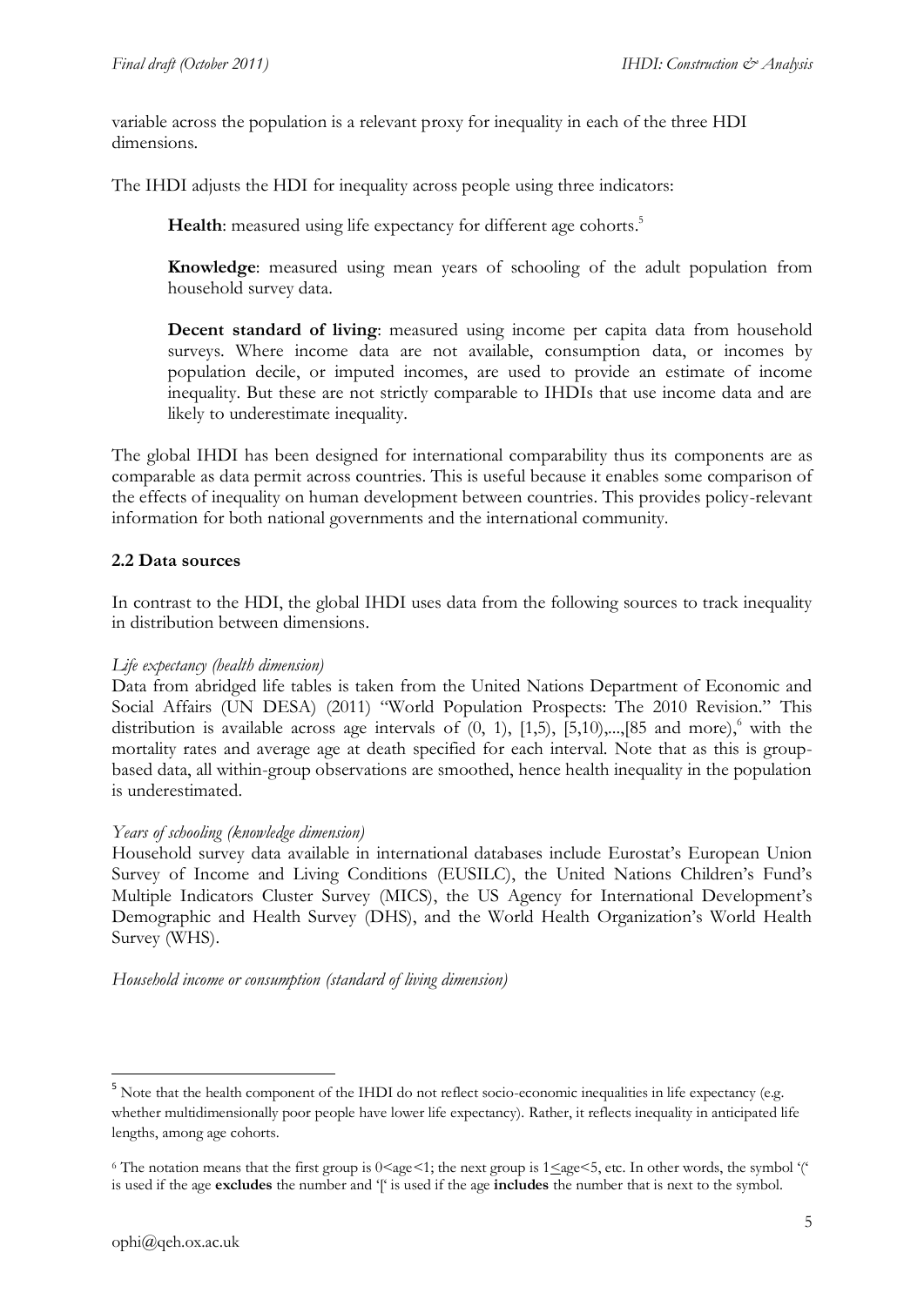variable across the population is a relevant proxy for inequality in each of the three HDI dimensions.

The IHDI adjusts the HDI for inequality across people using three indicators:

> **Health**: measured using life expectancy for different age cohorts.[5]
>
> **Knowledge**: measured using mean years of schooling of the adult population from household survey data.
>
> **Decent standard of living**: measured using income per capita data from household surveys. Where income data are not available, consumption data, or incomes by population decile, or imputed incomes, are used to provide an estimate of income inequality. But these are not strictly comparable to IHDIs that use income data and are likely to underestimate inequality.

The global IHDI has been designed for international comparability thus its components are as comparable as data permit across countries. This is useful because it enables some comparison of the effects of inequality on human development between countries. This provides policy-relevant information for both national governments and the international community.

### 2.2 Data sources

In contrast to the HDI, the global IHDI uses data from the following sources to track inequality in distribution between dimensions.

*Life expectancy (health dimension)*
Data from abridged life tables is taken from the United Nations Department of Economic and Social Affairs (UN DESA) (2011) "World Population Prospects: The 2010 Revision." This distribution is available across age intervals of (0, 1), [1,5), [5,10),...,[85 and more),[6] with the mortality rates and average age at death specified for each interval. Note that as this is group-based data, all within-group observations are smoothed, hence health inequality in the population is underestimated.

*Years of schooling (knowledge dimension)*
Household survey data available in international databases include Eurostat's European Union Survey of Income and Living Conditions (EUSILC), the United Nations Children's Fund's Multiple Indicators Cluster Survey (MICS), the US Agency for International Development's Demographic and Health Survey (DHS), and the World Health Organization's World Health Survey (WHS).

*Household income or consumption (standard of living dimension)*

---

[5] Note that the health component of the IHDI do not reflect socio-economic inequalities in life expectancy (e.g. whether multidimensionally poor people have lower life expectancy). Rather, it reflects inequality in anticipated life lengths, among age cohorts.

[6] The notation means that the first group is $0<\text{age}<1$; the next group is $1\leq\text{age}<5$, etc. In other words, the symbol '(' is used if the age **excludes** the number and '[' is used if the age **includes** the number that is next to the symbol.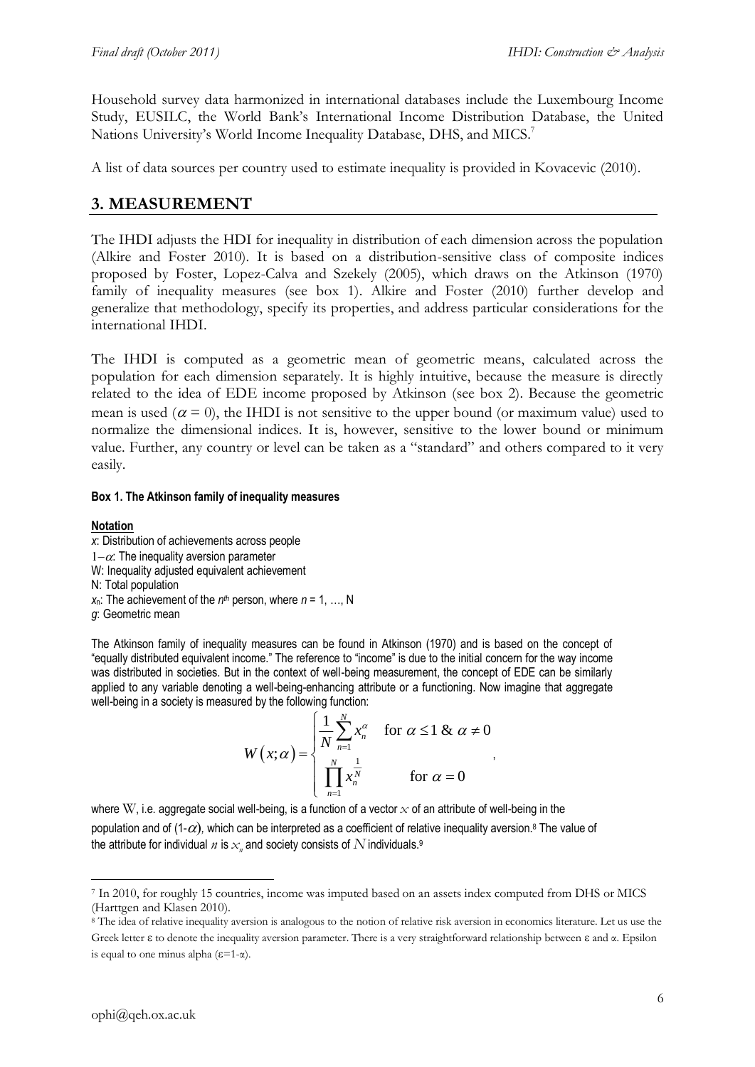Household survey data harmonized in international databases include the Luxembourg Income Study, EUSILC, the World Bank's International Income Distribution Database, the United Nations University's World Income Inequality Database, DHS, and MICS.[7]

A list of data sources per country used to estimate inequality is provided in Kovacevic (2010).

## 3. MEASUREMENT

The IHDI adjusts the HDI for inequality in distribution of each dimension across the population (Alkire and Foster 2010). It is based on a distribution-sensitive class of composite indices proposed by Foster, Lopez-Calva and Szekely (2005), which draws on the Atkinson (1970) family of inequality measures (see box 1). Alkire and Foster (2010) further develop and generalize that methodology, specify its properties, and address particular considerations for the international IHDI.

The IHDI is computed as a geometric mean of geometric means, calculated across the population for each dimension separately. It is highly intuitive, because the measure is directly related to the idea of EDE income proposed by Atkinson (see box 2). Because the geometric mean is used ($\alpha = 0$), the IHDI is not sensitive to the upper bound (or maximum value) used to normalize the dimensional indices. It is, however, sensitive to the lower bound or minimum value. Further, any country or level can be taken as a "standard" and others compared to it very easily.

**Box 1. The Atkinson family of inequality measures**

**Notation**

$x$: Distribution of achievements across people
$1-\alpha$: The inequality aversion parameter
W: Inequality adjusted equivalent achievement
N: Total population
$x_n$: The achievement of the $n^{th}$ person, where $n = 1, \ldots, N$
$g$: Geometric mean

The Atkinson family of inequality measures can be found in Atkinson (1970) and is based on the concept of "equally distributed equivalent income." The reference to "income" is due to the initial concern for the way income was distributed in societies. But in the context of well-being measurement, the concept of EDE can be similarly applied to any variable denoting a well-being-enhancing attribute or a functioning. Now imagine that aggregate well-being in a society is measured by the following function:

$$W(x;\alpha) = \begin{cases} \frac{1}{N}\sum_{n=1}^{N} x_n^{\alpha} & \text{for } \alpha \leq 1 \ \& \ \alpha \neq 0 \\ \prod_{n=1}^{N} x_n^{\frac{1}{N}} & \text{for } \alpha = 0 \end{cases},$$

where W, i.e. aggregate social well-being, is a function of a vector $x$ of an attribute of well-being in the population and of ($1-\alpha$), which can be interpreted as a coefficient of relative inequality aversion.[8] The value of the attribute for individual $n$ is $x_n$ and society consists of $N$ individuals.[9]

---

[7] In 2010, for roughly 15 countries, income was imputed based on an assets index computed from DHS or MICS (Harttgen and Klasen 2010).

[8] The idea of relative inequality aversion is analogous to the notion of relative risk aversion in economics literature. Let us use the Greek letter ε to denote the inequality aversion parameter. There is a very straightforward relationship between ε and α. Epsilon is equal to one minus alpha ($\varepsilon = 1-\alpha$).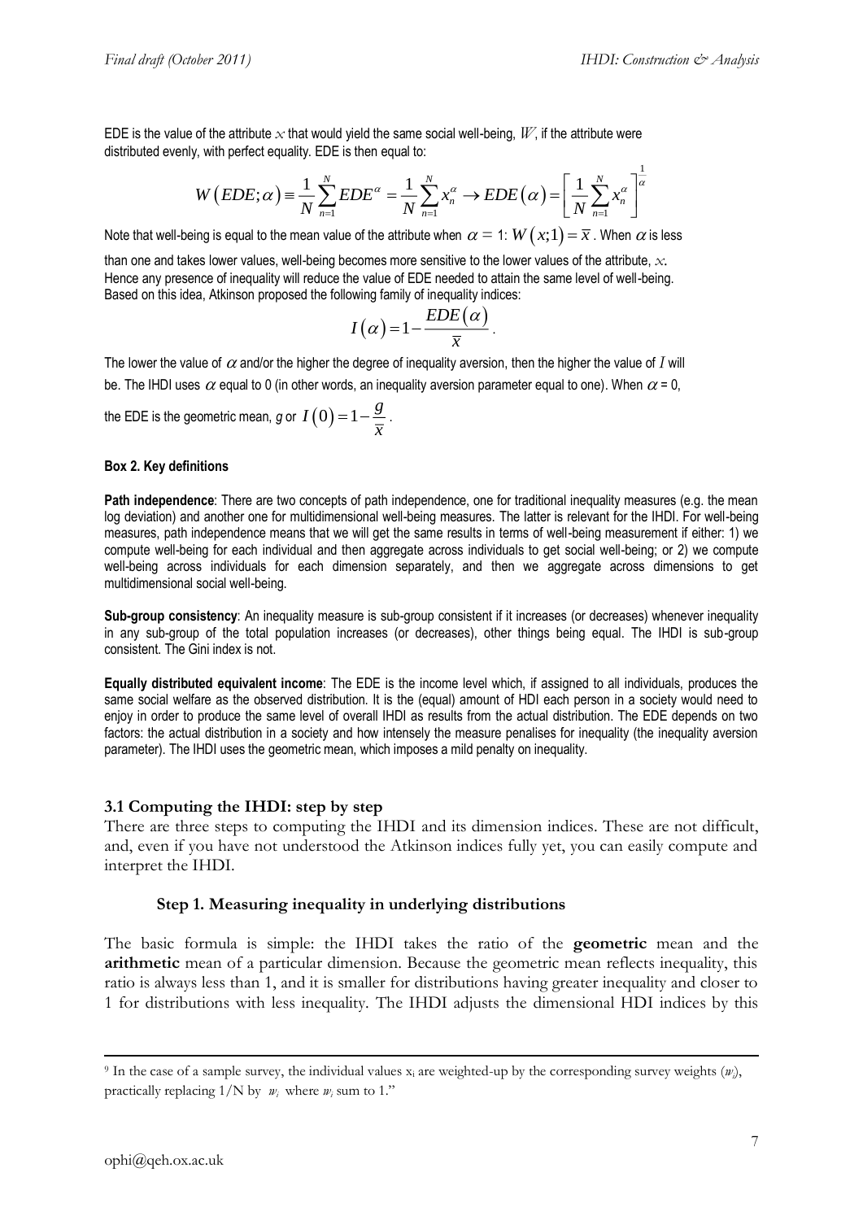EDE is the value of the attribute $x$ that would yield the same social well-being, $W$, if the attribute were distributed evenly, with perfect equality. EDE is then equal to:

$$W\left(EDE;\alpha\right) \equiv \frac{1}{N}\sum_{n=1}^{N} EDE^{\alpha} = \frac{1}{N}\sum_{n=1}^{N} x_n^{\alpha} \rightarrow EDE\left(\alpha\right) = \left[\frac{1}{N}\sum_{n=1}^{N} x_n^{\alpha}\right]^{\frac{1}{\alpha}}$$

Note that well-being is equal to the mean value of the attribute when $\alpha = 1$: $W\left(x;1\right) = \bar{x}$. When $\alpha$ is less than one and takes lower values, well-being becomes more sensitive to the lower values of the attribute, $x$. Hence any presence of inequality will reduce the value of EDE needed to attain the same level of well-being. Based on this idea, Atkinson proposed the following family of inequality indices:

$$I\left(\alpha\right) = 1 - \frac{EDE\left(\alpha\right)}{\bar{x}}.$$

The lower the value of $\alpha$ and/or the higher the degree of inequality aversion, then the higher the value of $I$ will be. The IHDI uses $\alpha$ equal to 0 (in other words, an inequality aversion parameter equal to one). When $\alpha$ = 0, the EDE is the geometric mean, *g* or $I\left(0\right) = 1 - \frac{g}{\bar{x}}$.

**Box 2. Key definitions**

**Path independence**: There are two concepts of path independence, one for traditional inequality measures (e.g. the mean log deviation) and another one for multidimensional well-being measures. The latter is relevant for the IHDI. For well-being measures, path independence means that we will get the same results in terms of well-being measurement if either: 1) we compute well-being for each individual and then aggregate across individuals to get social well-being; or 2) we compute well-being across individuals for each dimension separately, and then we aggregate across dimensions to get multidimensional social well-being.

**Sub-group consistency**: An inequality measure is sub-group consistent if it increases (or decreases) whenever inequality in any sub-group of the total population increases (or decreases), other things being equal. The IHDI is sub-group consistent. The Gini index is not.

**Equally distributed equivalent income**: The EDE is the income level which, if assigned to all individuals, produces the same social welfare as the observed distribution. It is the (equal) amount of HDI each person in a society would need to enjoy in order to produce the same level of overall IHDI as results from the actual distribution. The EDE depends on two factors: the actual distribution in a society and how intensely the measure penalises for inequality (the inequality aversion parameter). The IHDI uses the geometric mean, which imposes a mild penalty on inequality.

### 3.1 Computing the IHDI: step by step

There are three steps to computing the IHDI and its dimension indices. These are not difficult, and, even if you have not understood the Atkinson indices fully yet, you can easily compute and interpret the IHDI.

#### Step 1. Measuring inequality in underlying distributions

The basic formula is simple: the IHDI takes the ratio of the **geometric** mean and the **arithmetic** mean of a particular dimension. Because the geometric mean reflects inequality, this ratio is always less than 1, and it is smaller for distributions having greater inequality and closer to 1 for distributions with less inequality. The IHDI adjusts the dimensional HDI indices by this

---

[9] In the case of a sample survey, the individual values $x_i$ are weighted-up by the corresponding survey weights ($w_i$), practically replacing $1/N$ by $w_i$ where $w_i$ sum to 1."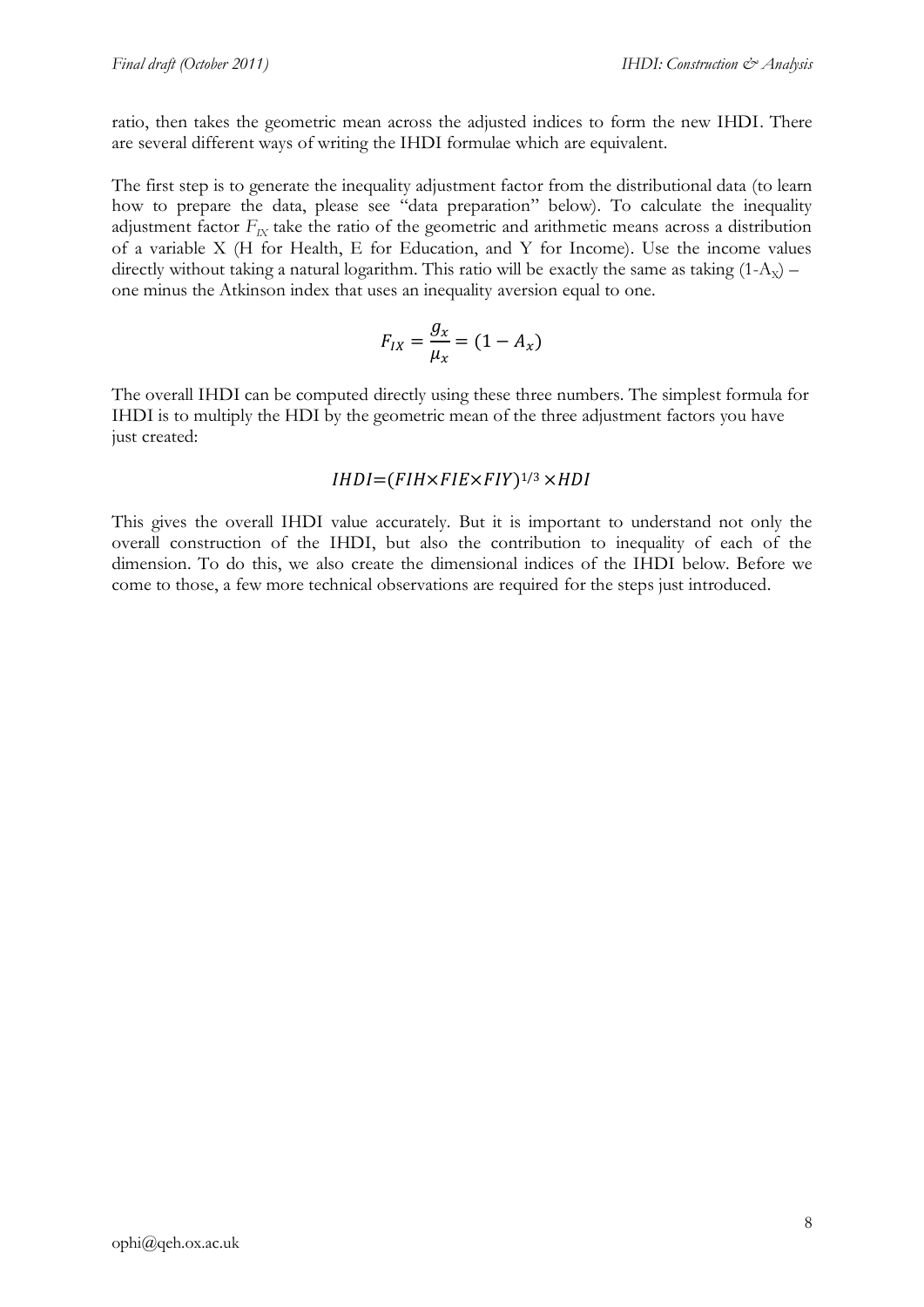ratio, then takes the geometric mean across the adjusted indices to form the new IHDI. There are several different ways of writing the IHDI formulae which are equivalent.

The first step is to generate the inequality adjustment factor from the distributional data (to learn how to prepare the data, please see "data preparation" below). To calculate the inequality adjustment factor $F_{IX}$ take the ratio of the geometric and arithmetic means across a distribution of a variable X (H for Health, E for Education, and Y for Income). Use the income values directly without taking a natural logarithm. This ratio will be exactly the same as taking $(1-A_X)$ – one minus the Atkinson index that uses an inequality aversion equal to one.

$$F_{IX} = \frac{g_x}{\mu_x} = (1 - A_x)$$

The overall IHDI can be computed directly using these three numbers. The simplest formula for IHDI is to multiply the HDI by the geometric mean of the three adjustment factors you have just created:

$$IHDI = (FIH \times FIE \times FIY)^{1/3} \times HDI$$

This gives the overall IHDI value accurately. But it is important to understand not only the overall construction of the IHDI, but also the contribution to inequality of each of the dimension. To do this, we also create the dimensional indices of the IHDI below. Before we come to those, a few more technical observations are required for the steps just introduced.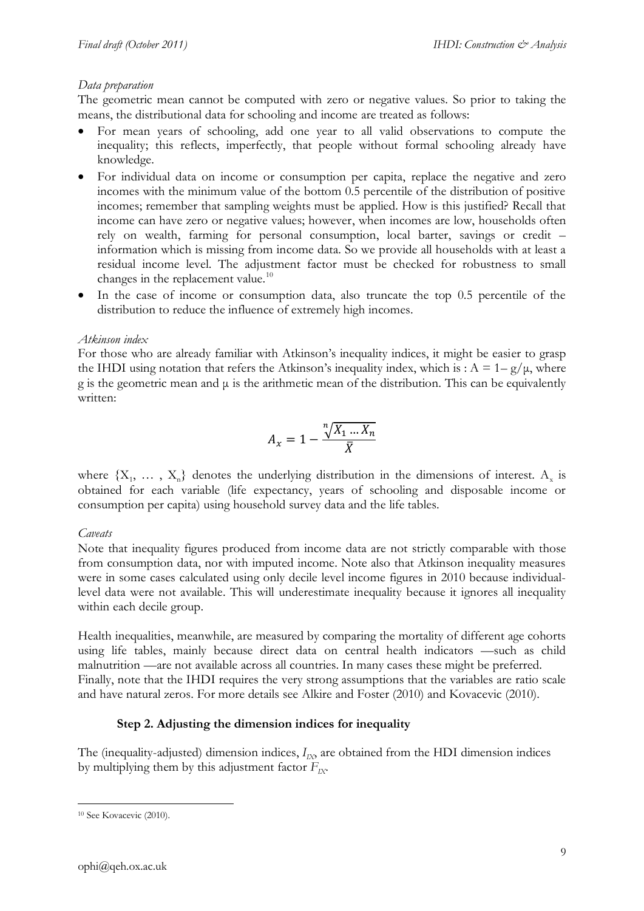*Data preparation*

The geometric mean cannot be computed with zero or negative values. So prior to taking the means, the distributional data for schooling and income are treated as follows:

- For mean years of schooling, add one year to all valid observations to compute the inequality; this reflects, imperfectly, that people without formal schooling already have knowledge.
- For individual data on income or consumption per capita, replace the negative and zero incomes with the minimum value of the bottom 0.5 percentile of the distribution of positive incomes; remember that sampling weights must be applied. How is this justified? Recall that income can have zero or negative values; however, when incomes are low, households often rely on wealth, farming for personal consumption, local barter, savings or credit – information which is missing from income data. So we provide all households with at least a residual income level. The adjustment factor must be checked for robustness to small changes in the replacement value.[10]
- In the case of income or consumption data, also truncate the top 0.5 percentile of the distribution to reduce the influence of extremely high incomes.

*Atkinson index*

For those who are already familiar with Atkinson's inequality indices, it might be easier to grasp the IHDI using notation that refers the Atkinson's inequality index, which is : $A = 1 - g/\mu$, where g is the geometric mean and $\mu$ is the arithmetic mean of the distribution. This can be equivalently written:

$$A_x = 1 - \frac{\sqrt[n]{X_1 \dots X_n}}{\bar{X}}$$

where $\{X_1, \dots, X_n\}$ denotes the underlying distribution in the dimensions of interest. $A_x$ is obtained for each variable (life expectancy, years of schooling and disposable income or consumption per capita) using household survey data and the life tables.

*Caveats*

Note that inequality figures produced from income data are not strictly comparable with those from consumption data, nor with imputed income. Note also that Atkinson inequality measures were in some cases calculated using only decile level income figures in 2010 because individual-level data were not available. This will underestimate inequality because it ignores all inequality within each decile group.

Health inequalities, meanwhile, are measured by comparing the mortality of different age cohorts using life tables, mainly because direct data on central health indicators —such as child malnutrition —are not available across all countries. In many cases these might be preferred. Finally, note that the IHDI requires the very strong assumptions that the variables are ratio scale and have natural zeros. For more details see Alkire and Foster (2010) and Kovacevic (2010).

**Step 2. Adjusting the dimension indices for inequality**

The (inequality-adjusted) dimension indices, $I_{IX}$, are obtained from the HDI dimension indices by multiplying them by this adjustment factor $F_{IX}$.

[10] See Kovacevic (2010).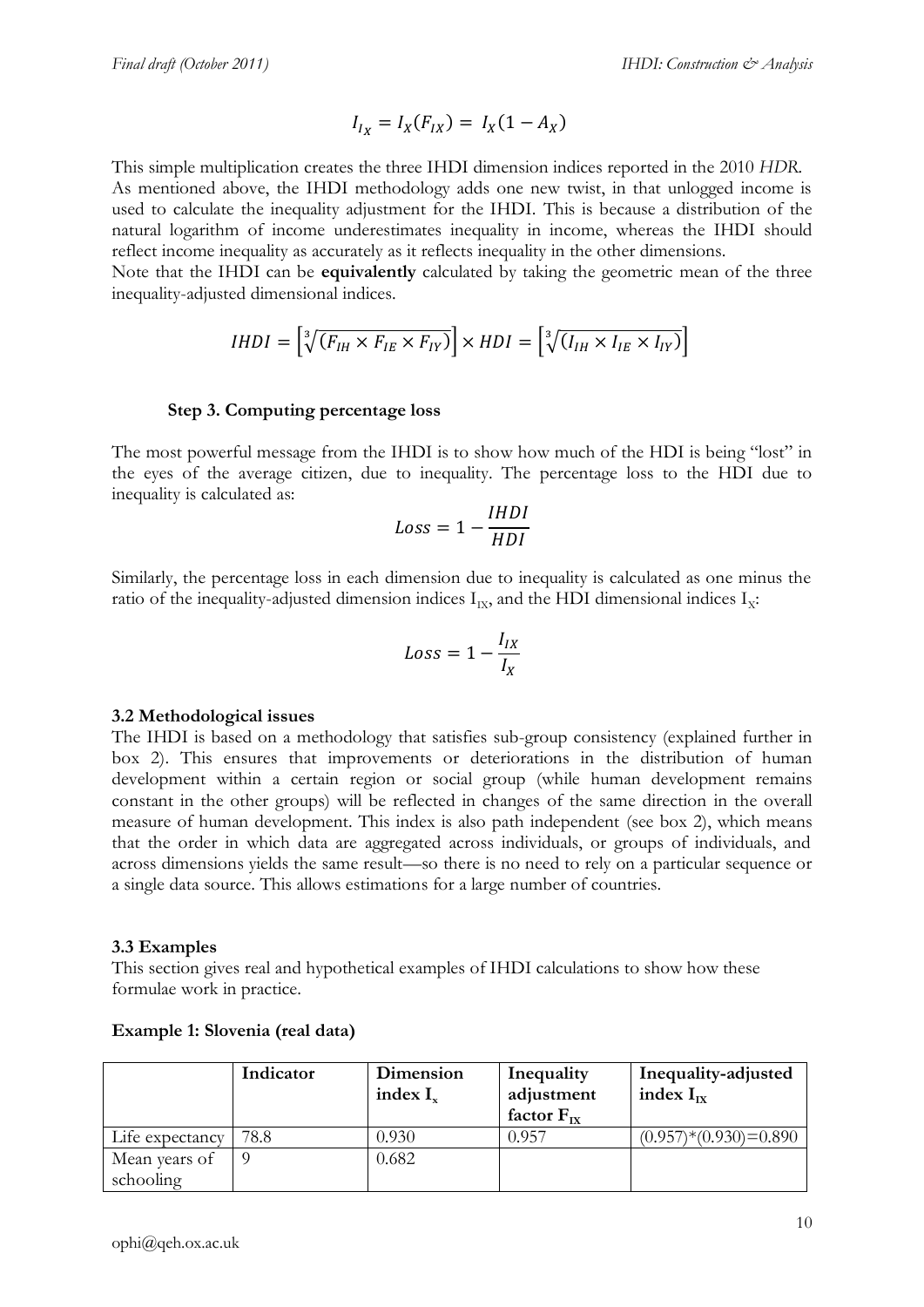$$I_{I_X} = I_X(F_{IX}) = I_X(1 - A_X)$$

This simple multiplication creates the three IHDI dimension indices reported in the 2010 *HDR*. As mentioned above, the IHDI methodology adds one new twist, in that unlogged income is used to calculate the inequality adjustment for the IHDI. This is because a distribution of the natural logarithm of income underestimates inequality in income, whereas the IHDI should reflect income inequality as accurately as it reflects inequality in the other dimensions.

Note that the IHDI can be **equivalently** calculated by taking the geometric mean of the three inequality-adjusted dimensional indices.

$$IHDI = \left[\sqrt[3]{(F_{IH} \times F_{IE} \times F_{IY})}\right] \times HDI = \left[\sqrt[3]{(I_{IH} \times I_{IE} \times I_{IY})}\right]$$

#### Step 3. Computing percentage loss

The most powerful message from the IHDI is to show how much of the HDI is being "lost" in the eyes of the average citizen, due to inequality. The percentage loss to the HDI due to inequality is calculated as:

$$Loss = 1 - \frac{IHDI}{HDI}$$

Similarly, the percentage loss in each dimension due to inequality is calculated as one minus the ratio of the inequality-adjusted dimension indices $I_{IX}$, and the HDI dimensional indices $I_X$:

$$Loss = 1 - \frac{I_{IX}}{I_X}$$

### 3.2 Methodological issues

The IHDI is based on a methodology that satisfies sub-group consistency (explained further in box 2). This ensures that improvements or deteriorations in the distribution of human development within a certain region or social group (while human development remains constant in the other groups) will be reflected in changes of the same direction in the overall measure of human development. This index is also path independent (see box 2), which means that the order in which data are aggregated across individuals, or groups of individuals, and across dimensions yields the same result—so there is no need to rely on a particular sequence or a single data source. This allows estimations for a large number of countries.

### 3.3 Examples

This section gives real and hypothetical examples of IHDI calculations to show how these formulae work in practice.

**Example 1: Slovenia (real data)**

| | Indicator | Dimension index $I_x$ | Inequality adjustment factor $F_{IX}$ | Inequality-adjusted index $I_{IX}$ |
|---|---|---|---|---|
| Life expectancy | 78.8 | 0.930 | 0.957 | (0.957)*(0.930)=0.890 |
| Mean years of schooling | 9 | 0.682 | | |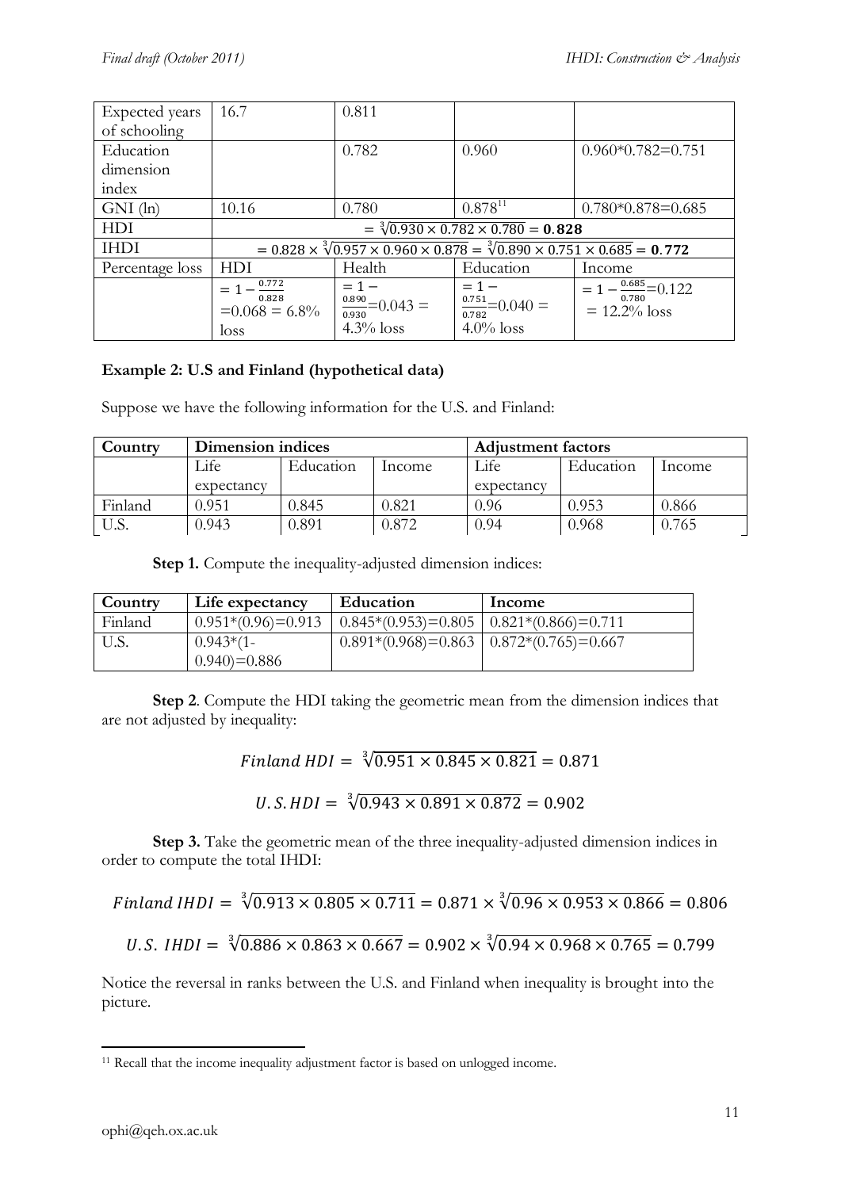| Expected years of schooling | 16.7 | 0.811 | | |
|---|---|---|---|---|
| Education dimension index | | 0.782 | 0.960 | 0.960*0.782=0.751 |
| GNI (ln) | 10.16 | 0.780 | 0.878[11] | 0.780*0.878=0.685 |
| HDI | $= \sqrt[3]{0.930 \times 0.782 \times 0.780} = \mathbf{0.828}$ | | | |
| IHDI | $= 0.828 \times \sqrt[3]{0.957 \times 0.960 \times 0.878} = \sqrt[3]{0.890 \times 0.751 \times 0.685} = \mathbf{0.772}$ | | | |
| Percentage loss | HDI | Health | Education | Income |
| | $= 1 - \frac{0.772}{0.828}$ $= 0.068 = 6.8\%$ loss | $= 1 - \frac{0.890}{0.930} = 0.043 =$ 4.3% loss | $= 1 - \frac{0.751}{0.782} = 0.040 =$ 4.0% loss | $= 1 - \frac{0.685}{0.780} = 0.122$ $= 12.2\%$ loss |

**Example 2: U.S and Finland (hypothetical data)**

Suppose we have the following information for the U.S. and Finland:

| Country | Dimension indices | | | Adjustment factors | | |
|---|---|---|---|---|---|---|
| | Life expectancy | Education | Income | Life expectancy | Education | Income |
| Finland | 0.951 | 0.845 | 0.821 | 0.96 | 0.953 | 0.866 |
| U.S. | 0.943 | 0.891 | 0.872 | 0.94 | 0.968 | 0.765 |

**Step 1.** Compute the inequality-adjusted dimension indices:

| Country | Life expectancy | Education | Income |
|---|---|---|---|
| Finland | 0.951*(0.96)=0.913 | 0.845*(0.953)=0.805 | 0.821*(0.866)=0.711 |
| U.S. | 0.943*(1-0.940)=0.886 | 0.891*(0.968)=0.863 | 0.872*(0.765)=0.667 |

**Step 2**. Compute the HDI taking the geometric mean from the dimension indices that are not adjusted by inequality:

$$Finland\ HDI = \sqrt[3]{0.951 \times 0.845 \times 0.821} = 0.871$$

$$U.S.HDI = \sqrt[3]{0.943 \times 0.891 \times 0.872} = 0.902$$

**Step 3.** Take the geometric mean of the three inequality-adjusted dimension indices in order to compute the total IHDI:

$$Finland\ IHDI = \sqrt[3]{0.913 \times 0.805 \times 0.711} = 0.871 \times \sqrt[3]{0.96 \times 0.953 \times 0.866} = 0.806$$

$$U.S.\ IHDI = \sqrt[3]{0.886 \times 0.863 \times 0.667} = 0.902 \times \sqrt[3]{0.94 \times 0.968 \times 0.765} = 0.799$$

Notice the reversal in ranks between the U.S. and Finland when inequality is brought into the picture.

[11] Recall that the income inequality adjustment factor is based on unlogged income.

ophi@qeh.ox.ac.uk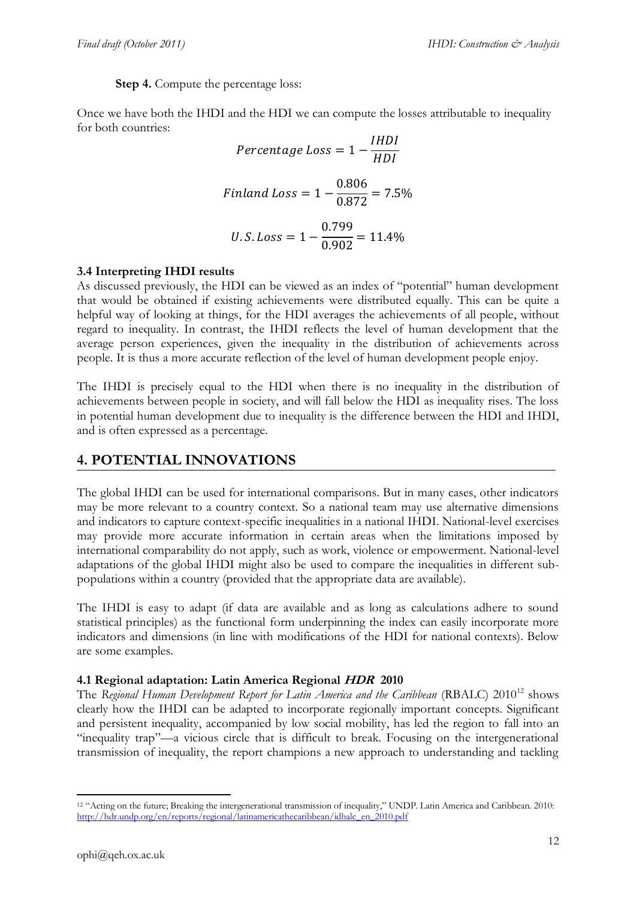**Step 4.** Compute the percentage loss:

Once we have both the IHDI and the HDI we can compute the losses attributable to inequality for both countries:

$$Percentage\ Loss = 1 - \frac{IHDI}{HDI}$$

$$Finland\ Loss = 1 - \frac{0.806}{0.872} = 7.5\%$$

$$U.S.Loss = 1 - \frac{0.799}{0.902} = 11.4\%$$

**3.4 Interpreting IHDI results**

As discussed previously, the HDI can be viewed as an index of "potential" human development that would be obtained if existing achievements were distributed equally. This can be quite a helpful way of looking at things, for the HDI averages the achievements of all people, without regard to inequality. In contrast, the IHDI reflects the level of human development that the average person experiences, given the inequality in the distribution of achievements across people. It is thus a more accurate reflection of the level of human development people enjoy.

The IHDI is precisely equal to the HDI when there is no inequality in the distribution of achievements between people in society, and will fall below the HDI as inequality rises. The loss in potential human development due to inequality is the difference between the HDI and IHDI, and is often expressed as a percentage.

## 4. POTENTIAL INNOVATIONS

The global IHDI can be used for international comparisons. But in many cases, other indicators may be more relevant to a country context. So a national team may use alternative dimensions and indicators to capture context-specific inequalities in a national IHDI. National-level exercises may provide more accurate information in certain areas when the limitations imposed by international comparability do not apply, such as work, violence or empowerment. National-level adaptations of the global IHDI might also be used to compare the inequalities in different sub-populations within a country (provided that the appropriate data are available).

The IHDI is easy to adapt (if data are available and as long as calculations adhere to sound statistical principles) as the functional form underpinning the index can easily incorporate more indicators and dimensions (in line with modifications of the HDI for national contexts). Below are some examples.

**4.1 Regional adaptation: Latin America Regional *HDR* 2010**

The *Regional Human Development Report for Latin America and the Caribbean* (RBALC) 2010[12] shows clearly how the IHDI can be adapted to incorporate regionally important concepts. Significant and persistent inequality, accompanied by low social mobility, has led the region to fall into an "inequality trap"—a vicious circle that is difficult to break. Focusing on the intergenerational transmission of inequality, the report champions a new approach to understanding and tackling

[12] "Acting on the future; Breaking the intergenerational transmission of inequality," UNDP. Latin America and Caribbean. 2010: http://hdr.undp.org/en/reports/regional/latinamericathecaribbean/idhalc_en_2010.pdf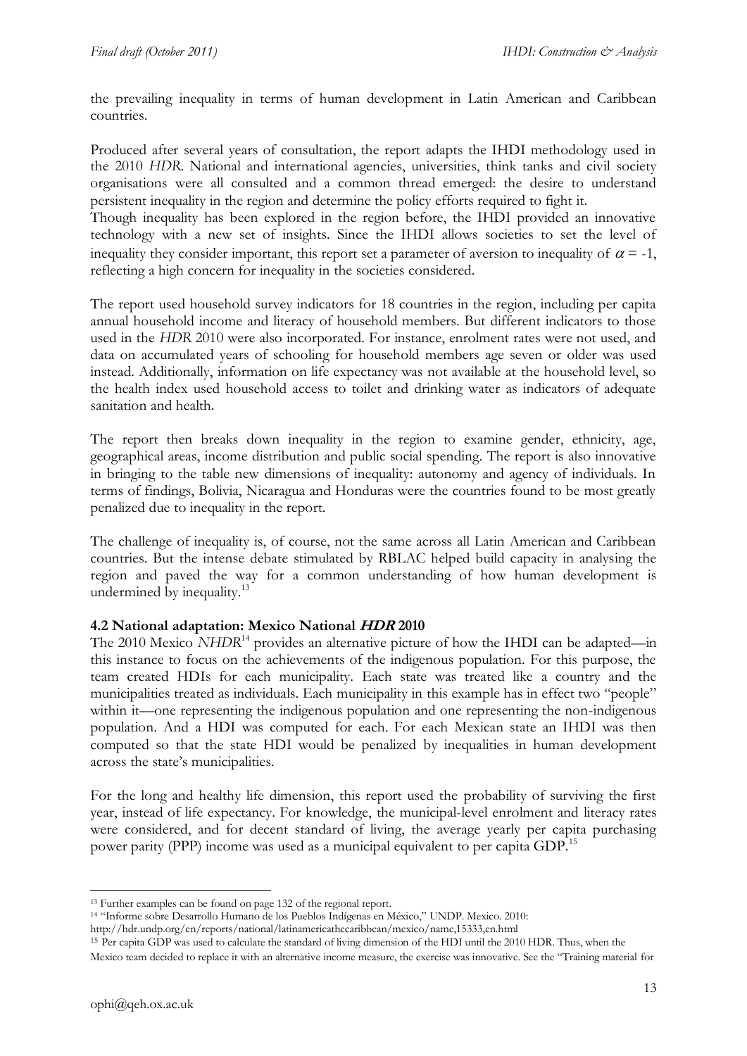the prevailing inequality in terms of human development in Latin American and Caribbean countries.

Produced after several years of consultation, the report adapts the IHDI methodology used in the 2010 *HDR*. National and international agencies, universities, think tanks and civil society organisations were all consulted and a common thread emerged: the desire to understand persistent inequality in the region and determine the policy efforts required to fight it.

Though inequality has been explored in the region before, the IHDI provided an innovative technology with a new set of insights. Since the IHDI allows societies to set the level of inequality they consider important, this report set a parameter of aversion to inequality of $\alpha = -1$, reflecting a high concern for inequality in the societies considered.

The report used household survey indicators for 18 countries in the region, including per capita annual household income and literacy of household members. But different indicators to those used in the *HDR* 2010 were also incorporated. For instance, enrolment rates were not used, and data on accumulated years of schooling for household members age seven or older was used instead. Additionally, information on life expectancy was not available at the household level, so the health index used household access to toilet and drinking water as indicators of adequate sanitation and health.

The report then breaks down inequality in the region to examine gender, ethnicity, age, geographical areas, income distribution and public social spending. The report is also innovative in bringing to the table new dimensions of inequality: autonomy and agency of individuals. In terms of findings, Bolivia, Nicaragua and Honduras were the countries found to be most greatly penalized due to inequality in the report.

The challenge of inequality is, of course, not the same across all Latin American and Caribbean countries. But the intense debate stimulated by RBLAC helped build capacity in analysing the region and paved the way for a common understanding of how human development is undermined by inequality.[13]

### 4.2 National adaptation: Mexico National *HDR* 2010

The 2010 Mexico *NHDR*[14] provides an alternative picture of how the IHDI can be adapted—in this instance to focus on the achievements of the indigenous population. For this purpose, the team created HDIs for each municipality. Each state was treated like a country and the municipalities treated as individuals. Each municipality in this example has in effect two "people" within it—one representing the indigenous population and one representing the non-indigenous population. And a HDI was computed for each. For each Mexican state an IHDI was then computed so that the state HDI would be penalized by inequalities in human development across the state's municipalities.

For the long and healthy life dimension, this report used the probability of surviving the first year, instead of life expectancy. For knowledge, the municipal-level enrolment and literacy rates were considered, and for decent standard of living, the average yearly per capita purchasing power parity (PPP) income was used as a municipal equivalent to per capita GDP.[15]

---

[13] Further examples can be found on page 132 of the regional report.

[14] "Informe sobre Desarrollo Humano de los Pueblos Indígenas en México," UNDP. Mexico. 2010: http://hdr.undp.org/en/reports/national/latinamericathecaribbean/mexico/name,15333,en.html

[15] Per capita GDP was used to calculate the standard of living dimension of the HDI until the 2010 HDR. Thus, when the Mexico team decided to replace it with an alternative income measure, the exercise was innovative. See the "Training material for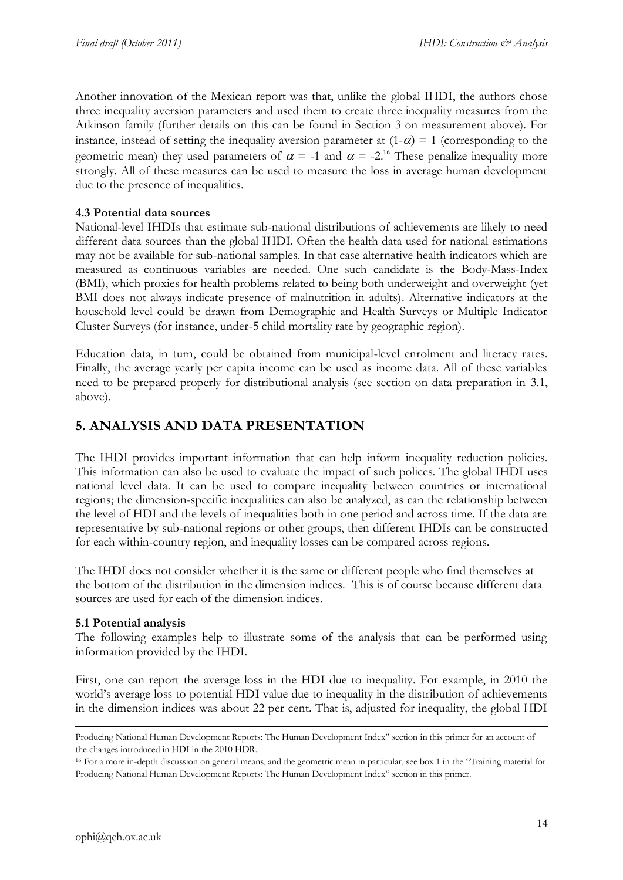Another innovation of the Mexican report was that, unlike the global IHDI, the authors chose three inequality aversion parameters and used them to create three inequality measures from the Atkinson family (further details on this can be found in Section 3 on measurement above). For instance, instead of setting the inequality aversion parameter at $(1-\alpha) = 1$ (corresponding to the geometric mean) they used parameters of $\alpha = -1$ and $\alpha = -2$.[16] These penalize inequality more strongly. All of these measures can be used to measure the loss in average human development due to the presence of inequalities.

### 4.3 Potential data sources

National-level IHDIs that estimate sub-national distributions of achievements are likely to need different data sources than the global IHDI. Often the health data used for national estimations may not be available for sub-national samples. In that case alternative health indicators which are measured as continuous variables are needed. One such candidate is the Body-Mass-Index (BMI), which proxies for health problems related to being both underweight and overweight (yet BMI does not always indicate presence of malnutrition in adults). Alternative indicators at the household level could be drawn from Demographic and Health Surveys or Multiple Indicator Cluster Surveys (for instance, under-5 child mortality rate by geographic region).

Education data, in turn, could be obtained from municipal-level enrolment and literacy rates. Finally, the average yearly per capita income can be used as income data. All of these variables need to be prepared properly for distributional analysis (see section on data preparation in 3.1, above).

## 5. ANALYSIS AND DATA PRESENTATION

The IHDI provides important information that can help inform inequality reduction policies. This information can also be used to evaluate the impact of such polices. The global IHDI uses national level data. It can be used to compare inequality between countries or international regions; the dimension-specific inequalities can also be analyzed, as can the relationship between the level of HDI and the levels of inequalities both in one period and across time. If the data are representative by sub-national regions or other groups, then different IHDIs can be constructed for each within-country region, and inequality losses can be compared across regions.

The IHDI does not consider whether it is the same or different people who find themselves at the bottom of the distribution in the dimension indices. This is of course because different data sources are used for each of the dimension indices.

### 5.1 Potential analysis

The following examples help to illustrate some of the analysis that can be performed using information provided by the IHDI.

First, one can report the average loss in the HDI due to inequality. For example, in 2010 the world's average loss to potential HDI value due to inequality in the distribution of achievements in the dimension indices was about 22 per cent. That is, adjusted for inequality, the global HDI

---

Producing National Human Development Reports: The Human Development Index" section in this primer for an account of the changes introduced in HDI in the 2010 HDR.

[16] For a more in-depth discussion on general means, and the geometric mean in particular, see box 1 in the "Training material for Producing National Human Development Reports: The Human Development Index" section in this primer.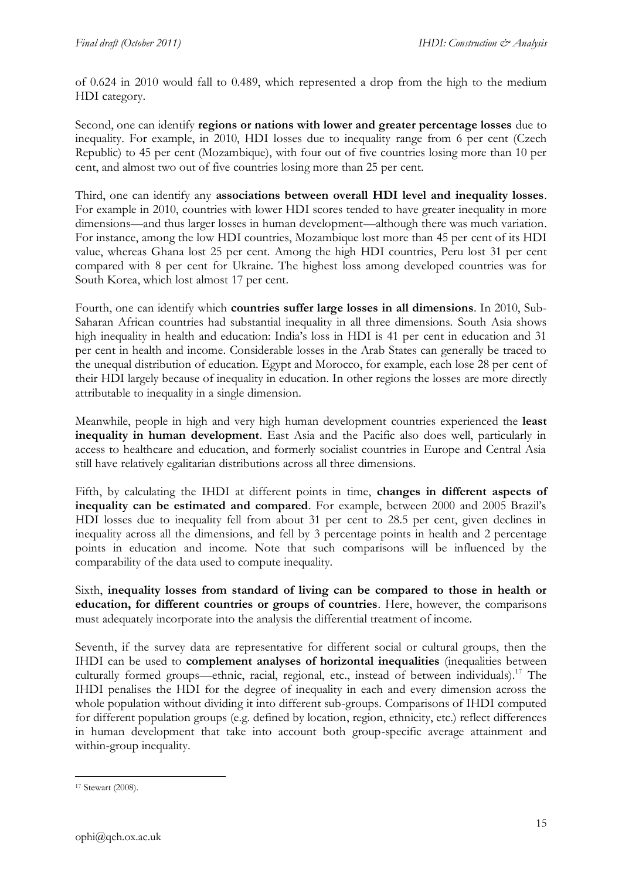of 0.624 in 2010 would fall to 0.489, which represented a drop from the high to the medium HDI category.

Second, one can identify **regions or nations with lower and greater percentage losses** due to inequality. For example, in 2010, HDI losses due to inequality range from 6 per cent (Czech Republic) to 45 per cent (Mozambique), with four out of five countries losing more than 10 per cent, and almost two out of five countries losing more than 25 per cent.

Third, one can identify any **associations between overall HDI level and inequality losses**. For example in 2010, countries with lower HDI scores tended to have greater inequality in more dimensions—and thus larger losses in human development—although there was much variation. For instance, among the low HDI countries, Mozambique lost more than 45 per cent of its HDI value, whereas Ghana lost 25 per cent. Among the high HDI countries, Peru lost 31 per cent compared with 8 per cent for Ukraine. The highest loss among developed countries was for South Korea, which lost almost 17 per cent.

Fourth, one can identify which **countries suffer large losses in all dimensions**. In 2010, Sub-Saharan African countries had substantial inequality in all three dimensions. South Asia shows high inequality in health and education: India's loss in HDI is 41 per cent in education and 31 per cent in health and income. Considerable losses in the Arab States can generally be traced to the unequal distribution of education. Egypt and Morocco, for example, each lose 28 per cent of their HDI largely because of inequality in education. In other regions the losses are more directly attributable to inequality in a single dimension.

Meanwhile, people in high and very high human development countries experienced the **least inequality in human development**. East Asia and the Pacific also does well, particularly in access to healthcare and education, and formerly socialist countries in Europe and Central Asia still have relatively egalitarian distributions across all three dimensions.

Fifth, by calculating the IHDI at different points in time, **changes in different aspects of inequality can be estimated and compared**. For example, between 2000 and 2005 Brazil's HDI losses due to inequality fell from about 31 per cent to 28.5 per cent, given declines in inequality across all the dimensions, and fell by 3 percentage points in health and 2 percentage points in education and income. Note that such comparisons will be influenced by the comparability of the data used to compute inequality.

Sixth, **inequality losses from standard of living can be compared to those in health or education, for different countries or groups of countries**. Here, however, the comparisons must adequately incorporate into the analysis the differential treatment of income.

Seventh, if the survey data are representative for different social or cultural groups, then the IHDI can be used to **complement analyses of horizontal inequalities** (inequalities between culturally formed groups—ethnic, racial, regional, etc., instead of between individuals).[17] The IHDI penalises the HDI for the degree of inequality in each and every dimension across the whole population without dividing it into different sub-groups. Comparisons of IHDI computed for different population groups (e.g. defined by location, region, ethnicity, etc.) reflect differences in human development that take into account both group-specific average attainment and within-group inequality.

---

[17] Stewart (2008).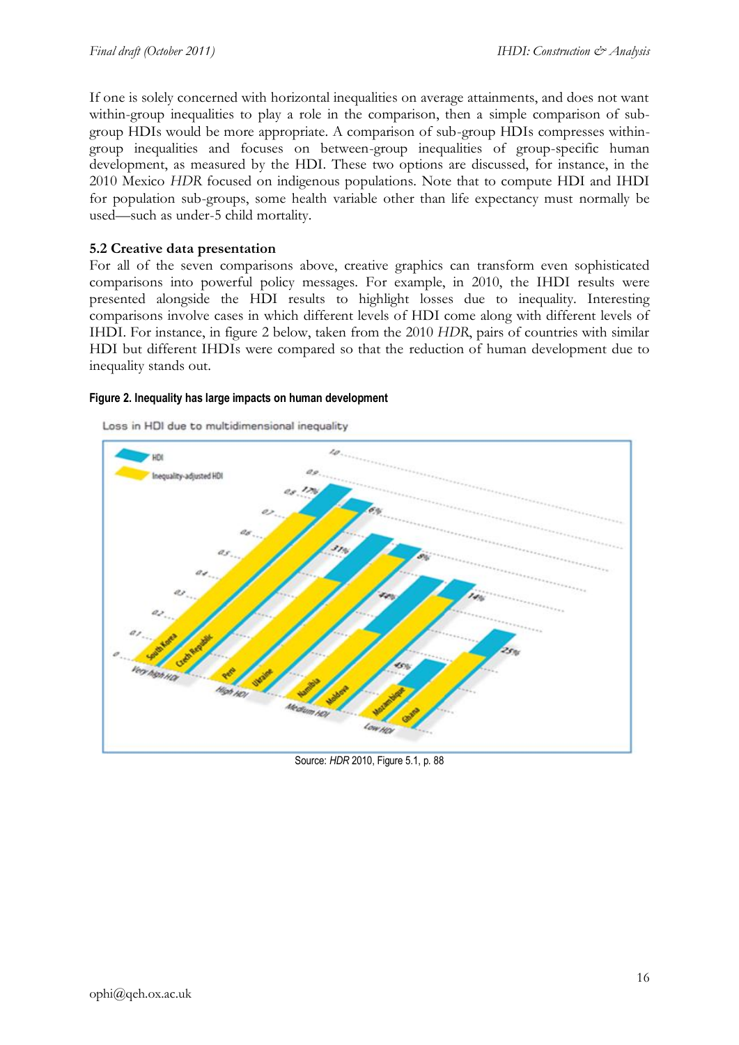If one is solely concerned with horizontal inequalities on average attainments, and does not want within-group inequalities to play a role in the comparison, then a simple comparison of sub-group HDIs would be more appropriate. A comparison of sub-group HDIs compresses within-group inequalities and focuses on between-group inequalities of group-specific human development, as measured by the HDI. These two options are discussed, for instance, in the 2010 Mexico *HDR* focused on indigenous populations. Note that to compute HDI and IHDI for population sub-groups, some health variable other than life expectancy must normally be used—such as under-5 child mortality.

### 5.2 Creative data presentation

For all of the seven comparisons above, creative graphics can transform even sophisticated comparisons into powerful policy messages. For example, in 2010, the IHDI results were presented alongside the HDI results to highlight losses due to inequality. Interesting comparisons involve cases in which different levels of HDI come along with different levels of IHDI. For instance, in figure 2 below, taken from the 2010 *HDR*, pairs of countries with similar HDI but different IHDIs were compared so that the reduction of human development due to inequality stands out.

**Figure 2. Inequality has large impacts on human development**

Source: *HDR* 2010, Figure 5.1, p. 88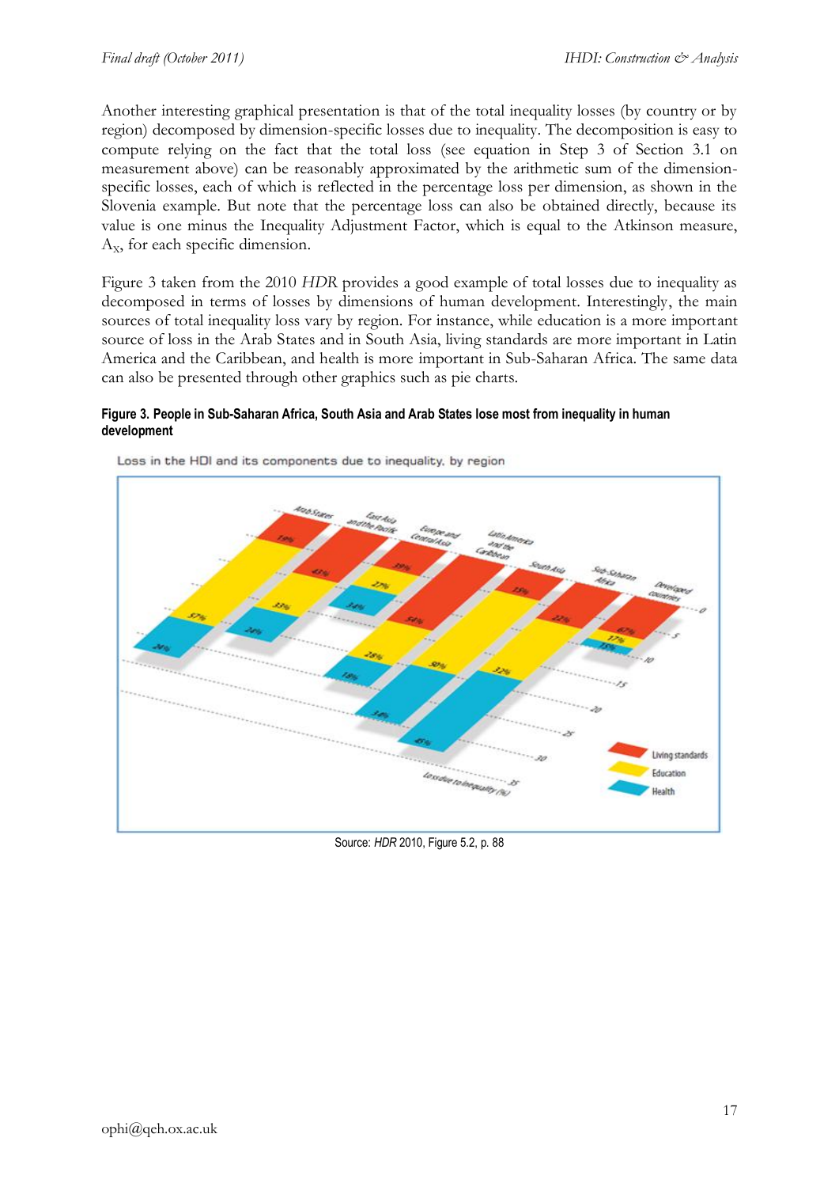Another interesting graphical presentation is that of the total inequality losses (by country or by region) decomposed by dimension-specific losses due to inequality. The decomposition is easy to compute relying on the fact that the total loss (see equation in Step 3 of Section 3.1 on measurement above) can be reasonably approximated by the arithmetic sum of the dimension-specific losses, each of which is reflected in the percentage loss per dimension, as shown in the Slovenia example. But note that the percentage loss can also be obtained directly, because its value is one minus the Inequality Adjustment Factor, which is equal to the Atkinson measure, $A_X$, for each specific dimension.

Figure 3 taken from the 2010 *HDR* provides a good example of total losses due to inequality as decomposed in terms of losses by dimensions of human development. Interestingly, the main sources of total inequality loss vary by region. For instance, while education is a more important source of loss in the Arab States and in South Asia, living standards are more important in Latin America and the Caribbean, and health is more important in Sub-Saharan Africa. The same data can also be presented through other graphics such as pie charts.

**Figure 3. People in Sub-Saharan Africa, South Asia and Arab States lose most from inequality in human development**

Source: *HDR* 2010, Figure 5.2, p. 88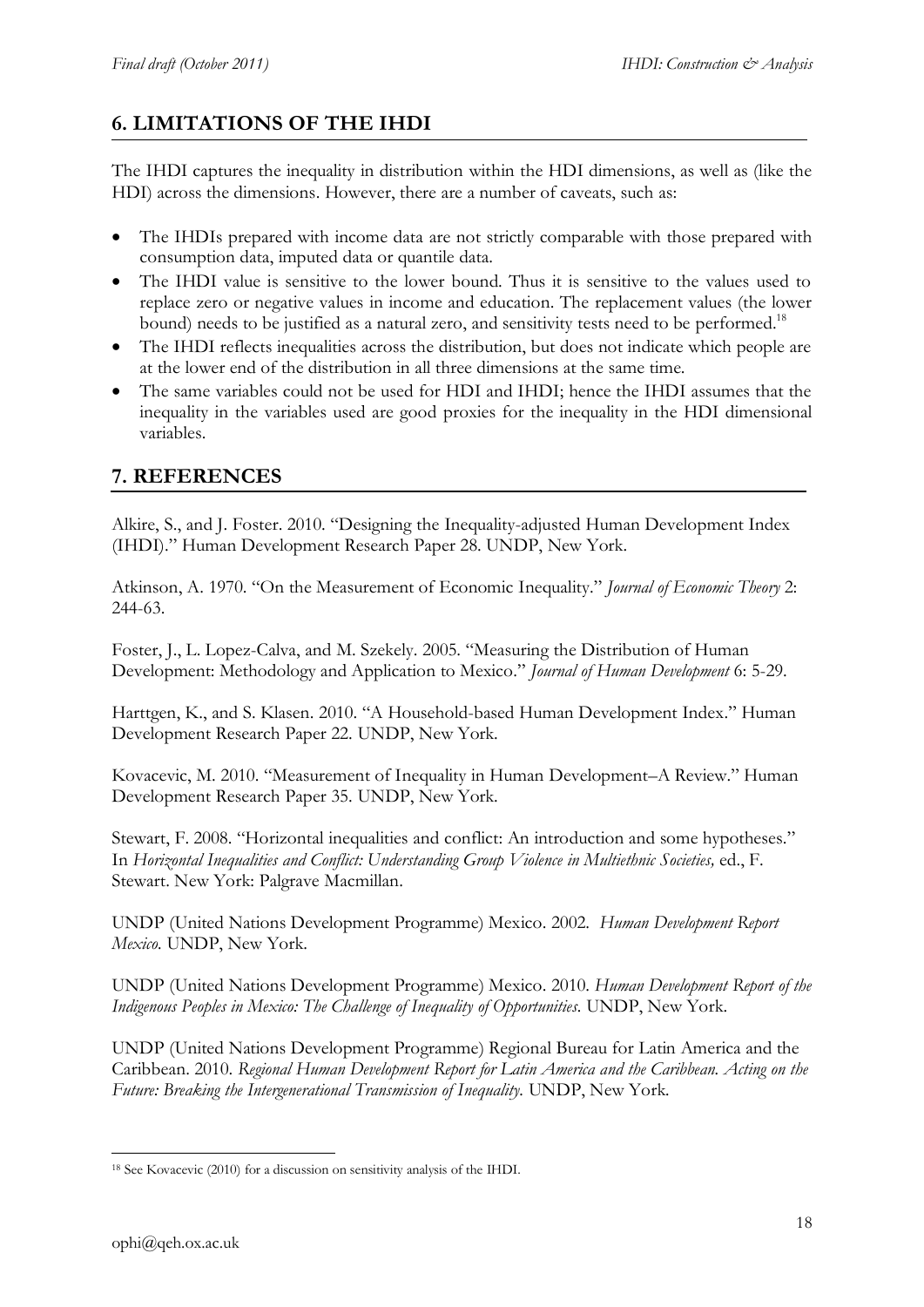## 6. LIMITATIONS OF THE IHDI

The IHDI captures the inequality in distribution within the HDI dimensions, as well as (like the HDI) across the dimensions. However, there are a number of caveats, such as:

- The IHDIs prepared with income data are not strictly comparable with those prepared with consumption data, imputed data or quantile data.
- The IHDI value is sensitive to the lower bound. Thus it is sensitive to the values used to replace zero or negative values in income and education. The replacement values (the lower bound) needs to be justified as a natural zero, and sensitivity tests need to be performed.[18]
- The IHDI reflects inequalities across the distribution, but does not indicate which people are at the lower end of the distribution in all three dimensions at the same time.
- The same variables could not be used for HDI and IHDI; hence the IHDI assumes that the inequality in the variables used are good proxies for the inequality in the HDI dimensional variables.

## 7. REFERENCES

Alkire, S., and J. Foster. 2010. "Designing the Inequality-adjusted Human Development Index (IHDI)." Human Development Research Paper 28. UNDP, New York.

Atkinson, A. 1970. "On the Measurement of Economic Inequality." *Journal of Economic Theory* 2: 244-63.

Foster, J., L. Lopez-Calva, and M. Szekely. 2005. "Measuring the Distribution of Human Development: Methodology and Application to Mexico." *Journal of Human Development* 6: 5-29.

Harttgen, K., and S. Klasen. 2010. "A Household-based Human Development Index." Human Development Research Paper 22. UNDP, New York.

Kovacevic, M. 2010. "Measurement of Inequality in Human Development–A Review." Human Development Research Paper 35. UNDP, New York.

Stewart, F. 2008. "Horizontal inequalities and conflict: An introduction and some hypotheses." In *Horizontal Inequalities and Conflict: Understanding Group Violence in Multiethnic Societies,* ed., F. Stewart. New York: Palgrave Macmillan.

UNDP (United Nations Development Programme) Mexico. 2002. *Human Development Report Mexico.* UNDP, New York.

UNDP (United Nations Development Programme) Mexico. 2010. *Human Development Report of the Indigenous Peoples in Mexico: The Challenge of Inequality of Opportunities.* UNDP, New York.

UNDP (United Nations Development Programme) Regional Bureau for Latin America and the Caribbean. 2010. *Regional Human Development Report for Latin America and the Caribbean. Acting on the Future: Breaking the Intergenerational Transmission of Inequality.* UNDP, New York.

---

[18] See Kovacevic (2010) for a discussion on sensitivity analysis of the IHDI.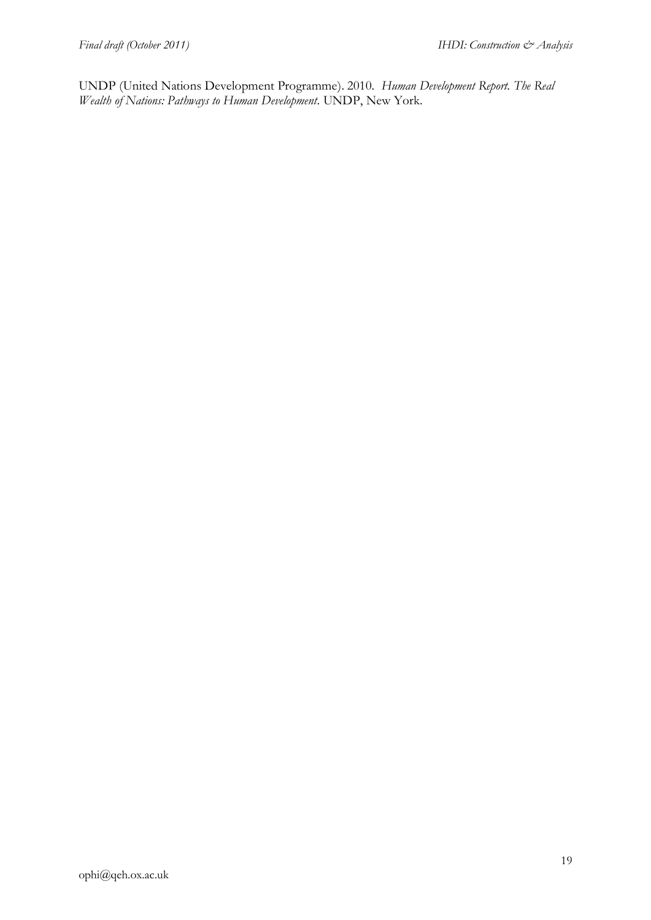UNDP (United Nations Development Programme). 2010. *Human Development Report. The Real Wealth of Nations: Pathways to Human Development*. UNDP, New York.